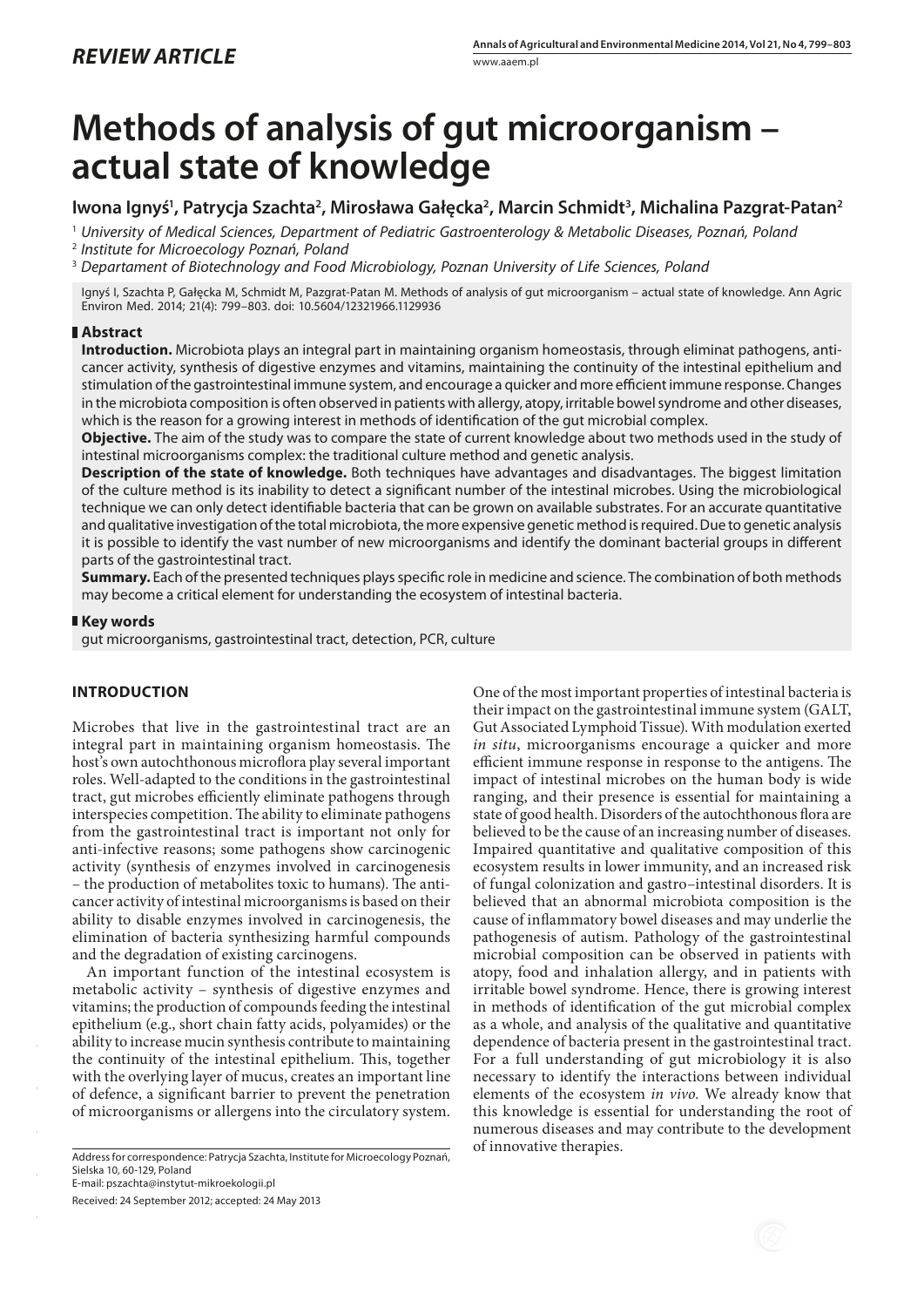*REVIEW ARTICLE*

# Methods of analysis of gut microorganism – actual state of knowledge

**Iwona Ignyś[1], Patrycja Szachta[2], Mirosława Gałęcka[2], Marcin Schmidt[3], Michalina Pazgrat-Patan[2]**

[1] *University of Medical Sciences, Department of Pediatric Gastroenterology & Metabolic Diseases, Poznań, Poland*
[2] *Institute for Microecology Poznań, Poland*
[3] *Departament of Biotechnology and Food Microbiology, Poznan University of Life Sciences, Poland*

Ignyś I, Szachta P, Gałęcka M, Schmidt M, Pazgrat-Patan M. Methods of analysis of gut microorganism – actual state of knowledge. Ann Agric Environ Med. 2014; 21(4): 799–803. doi: 10.5604/12321966.1129936

## Abstract

**Introduction.** Microbiota plays an integral part in maintaining organism homeostasis, through eliminat pathogens, anti-cancer activity, synthesis of digestive enzymes and vitamins, maintaining the continuity of the intestinal epithelium and stimulation of the gastrointestinal immune system, and encourage a quicker and more efficient immune response. Changes in the microbiota composition is often observed in patients with allergy, atopy, irritable bowel syndrome and other diseases, which is the reason for a growing interest in methods of identification of the gut microbial complex.

**Objective.** The aim of the study was to compare the state of current knowledge about two methods used in the study of intestinal microorganisms complex: the traditional culture method and genetic analysis.

**Description of the state of knowledge.** Both techniques have advantages and disadvantages. The biggest limitation of the culture method is its inability to detect a significant number of the intestinal microbes. Using the microbiological technique we can only detect identifiable bacteria that can be grown on available substrates. For an accurate quantitative and qualitative investigation of the total microbiota, the more expensive genetic method is required. Due to genetic analysis it is possible to identify the vast number of new microorganisms and identify the dominant bacterial groups in different parts of the gastrointestinal tract.

**Summary.** Each of the presented techniques plays specific role in medicine and science. The combination of both methods may become a critical element for understanding the ecosystem of intestinal bacteria.

## Key words

gut microorganisms, gastrointestinal tract, detection, PCR, culture

## INTRODUCTION

Microbes that live in the gastrointestinal tract are an integral part in maintaining organism homeostasis. The host's own autochthonous microflora play several important roles. Well-adapted to the conditions in the gastrointestinal tract, gut microbes efficiently eliminate pathogens through interspecies competition. The ability to eliminate pathogens from the gastrointestinal tract is important not only for anti-infective reasons; some pathogens show carcinogenic activity (synthesis of enzymes involved in carcinogenesis – the production of metabolites toxic to humans). The anti-cancer activity of intestinal microorganisms is based on their ability to disable enzymes involved in carcinogenesis, the elimination of bacteria synthesizing harmful compounds and the degradation of existing carcinogens.

An important function of the intestinal ecosystem is metabolic activity – synthesis of digestive enzymes and vitamins; the production of compounds feeding the intestinal epithelium (e.g., short chain fatty acids, polyamides) or the ability to increase mucin synthesis contribute to maintaining the continuity of the intestinal epithelium. This, together with the overlying layer of mucus, creates an important line of defence, a significant barrier to prevent the penetration of microorganisms or allergens into the circulatory system.

One of the most important properties of intestinal bacteria is their impact on the gastrointestinal immune system (GALT, Gut Associated Lymphoid Tissue). With modulation exerted *in situ*, microorganisms encourage a quicker and more efficient immune response in response to the antigens. The impact of intestinal microbes on the human body is wide ranging, and their presence is essential for maintaining a state of good health. Disorders of the autochthonous flora are believed to be the cause of an increasing number of diseases. Impaired quantitative and qualitative composition of this ecosystem results in lower immunity, and an increased risk of fungal colonization and gastro–intestinal disorders. It is believed that an abnormal microbiota composition is the cause of inflammatory bowel diseases and may underlie the pathogenesis of autism. Pathology of the gastrointestinal microbial composition can be observed in patients with atopy, food and inhalation allergy, and in patients with irritable bowel syndrome. Hence, there is growing interest in methods of identification of the gut microbial complex as a whole, and analysis of the qualitative and quantitative dependence of bacteria present in the gastrointestinal tract. For a full understanding of gut microbiology it is also necessary to identify the interactions between individual elements of the ecosystem *in vivo.* We already know that this knowledge is essential for understanding the root of numerous diseases and may contribute to the development of innovative therapies.

Address for correspondence: Patrycja Szachta, Institute for Microecology Poznań, Sielska 10, 60-129, Poland
E-mail: pszachta@instytut-mikroekologii.pl

Received: 24 September 2012; accepted: 24 May 2013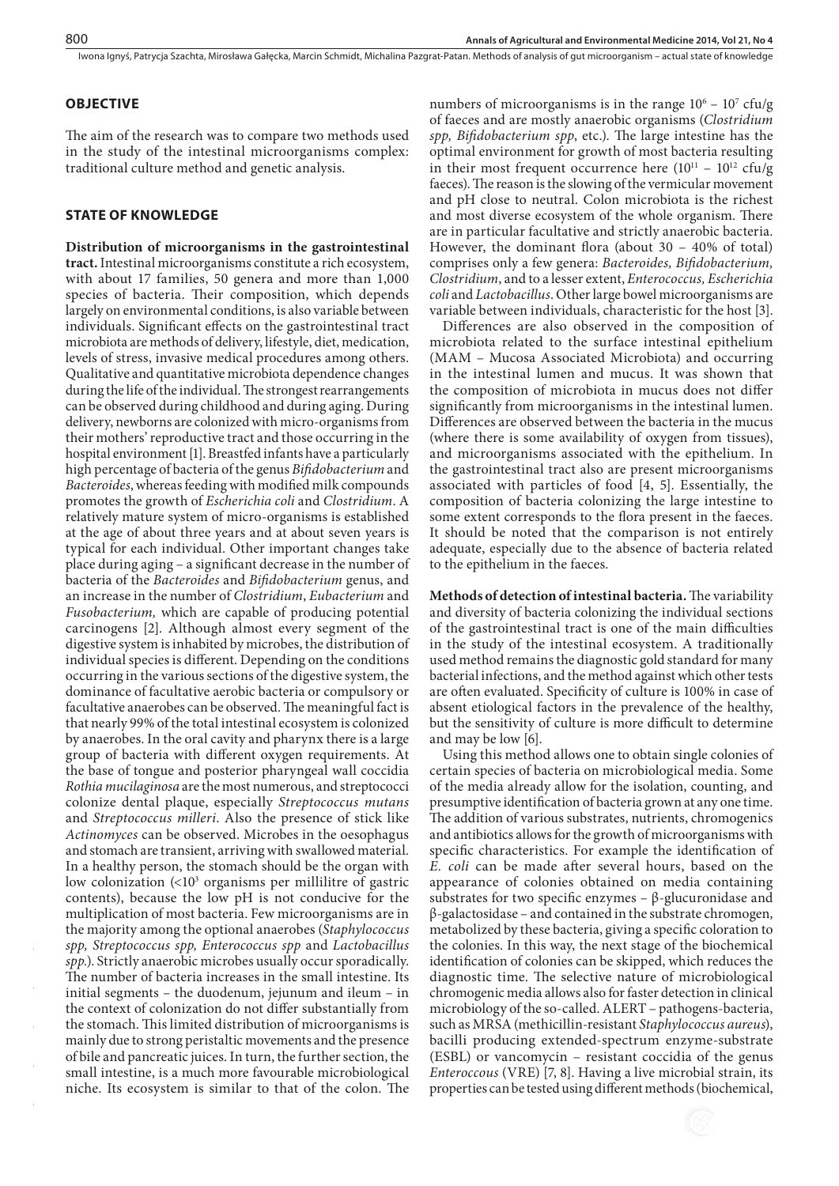## OBJECTIVE

The aim of the research was to compare two methods used in the study of the intestinal microorganisms complex: traditional culture method and genetic analysis.

## STATE OF KNOWLEDGE

**Distribution of microorganisms in the gastrointestinal tract.** Intestinal microorganisms constitute a rich ecosystem, with about 17 families, 50 genera and more than 1,000 species of bacteria. Their composition, which depends largely on environmental conditions, is also variable between individuals. Significant effects on the gastrointestinal tract microbiota are methods of delivery, lifestyle, diet, medication, levels of stress, invasive medical procedures among others. Qualitative and quantitative microbiota dependence changes during the life of the individual. The strongest rearrangements can be observed during childhood and during aging. During delivery, newborns are colonized with micro-organisms from their mothers' reproductive tract and those occurring in the hospital environment [1]. Breastfed infants have a particularly high percentage of bacteria of the genus *Bifidobacterium* and *Bacteroides*, whereas feeding with modified milk compounds promotes the growth of *Escherichia coli* and *Clostridium*. A relatively mature system of micro-organisms is established at the age of about three years and at about seven years is typical for each individual. Other important changes take place during aging – a significant decrease in the number of bacteria of the *Bacteroides* and *Bifidobacterium* genus, and an increase in the number of *Clostridium*, *Eubacterium* and *Fusobacterium,* which are capable of producing potential carcinogens [2]. Although almost every segment of the digestive system is inhabited by microbes, the distribution of individual species is different. Depending on the conditions occurring in the various sections of the digestive system, the dominance of facultative aerobic bacteria or compulsory or facultative anaerobes can be observed. The meaningful fact is that nearly 99% of the total intestinal ecosystem is colonized by anaerobes. In the oral cavity and pharynx there is a large group of bacteria with different oxygen requirements. At the base of tongue and posterior pharyngeal wall coccidia *Rothia mucilaginosa* are the most numerous, and streptococci colonize dental plaque, especially *Streptococcus mutans* and *Streptococcus milleri*. Also the presence of stick like *Actinomyces* can be observed. Microbes in the oesophagus and stomach are transient, arriving with swallowed material. In a healthy person, the stomach should be the organ with low colonization ($<10^3$ organisms per millilitre of gastric contents), because the low pH is not conducive for the multiplication of most bacteria. Few microorganisms are in the majority among the optional anaerobes (*Staphylococcus spp, Streptococcus spp, Enterococcus spp* and *Lactobacillus spp.*). Strictly anaerobic microbes usually occur sporadically. The number of bacteria increases in the small intestine. Its initial segments – the duodenum, jejunum and ileum – in the context of colonization do not differ substantially from the stomach. This limited distribution of microorganisms is mainly due to strong peristaltic movements and the presence of bile and pancreatic juices. In turn, the further section, the small intestine, is a much more favourable microbiological niche. Its ecosystem is similar to that of the colon. The numbers of microorganisms is in the range $10^6$ – $10^7$ cfu/g of faeces and are mostly anaerobic organisms (*Clostridium spp, Bifidobacterium spp*, etc.). The large intestine has the optimal environment for growth of most bacteria resulting in their most frequent occurrence here ($10^{11}$ – $10^{12}$ cfu/g faeces). The reason is the slowing of the vermicular movement and pH close to neutral. Colon microbiota is the richest and most diverse ecosystem of the whole organism. There are in particular facultative and strictly anaerobic bacteria. However, the dominant flora (about 30 – 40% of total) comprises only a few genera: *Bacteroides, Bifidobacterium, Clostridium*, and to a lesser extent, *Enterococcus, Escherichia coli* and *Lactobacillus*. Other large bowel microorganisms are variable between individuals, characteristic for the host [3].

Differences are also observed in the composition of microbiota related to the surface intestinal epithelium (MAM – Mucosa Associated Microbiota) and occurring in the intestinal lumen and mucus. It was shown that the composition of microbiota in mucus does not differ significantly from microorganisms in the intestinal lumen. Differences are observed between the bacteria in the mucus (where there is some availability of oxygen from tissues), and microorganisms associated with the epithelium. In the gastrointestinal tract also are present microorganisms associated with particles of food [4, 5]. Essentially, the composition of bacteria colonizing the large intestine to some extent corresponds to the flora present in the faeces. It should be noted that the comparison is not entirely adequate, especially due to the absence of bacteria related to the epithelium in the faeces.

**Methods of detection of intestinal bacteria.** The variability and diversity of bacteria colonizing the individual sections of the gastrointestinal tract is one of the main difficulties in the study of the intestinal ecosystem. A traditionally used method remains the diagnostic gold standard for many bacterial infections, and the method against which other tests are often evaluated. Specificity of culture is 100% in case of absent etiological factors in the prevalence of the healthy, but the sensitivity of culture is more difficult to determine and may be low [6].

Using this method allows one to obtain single colonies of certain species of bacteria on microbiological media. Some of the media already allow for the isolation, counting, and presumptive identification of bacteria grown at any one time. The addition of various substrates, nutrients, chromogenics and antibiotics allows for the growth of microorganisms with specific characteristics. For example the identification of *E. coli* can be made after several hours, based on the appearance of colonies obtained on media containing substrates for two specific enzymes – β-glucuronidase and β-galactosidase – and contained in the substrate chromogen, metabolized by these bacteria, giving a specific coloration to the colonies. In this way, the next stage of the biochemical identification of colonies can be skipped, which reduces the diagnostic time. The selective nature of microbiological chromogenic media allows also for faster detection in clinical microbiology of the so-called. ALERT – pathogens-bacteria, such as MRSA (methicillin-resistant *Staphylococcus aureus*), bacilli producing extended-spectrum enzyme-substrate (ESBL) or vancomycin – resistant coccidia of the genus *Enteroccous* (VRE) [7, 8]. Having a live microbial strain, its properties can be tested using different methods (biochemical,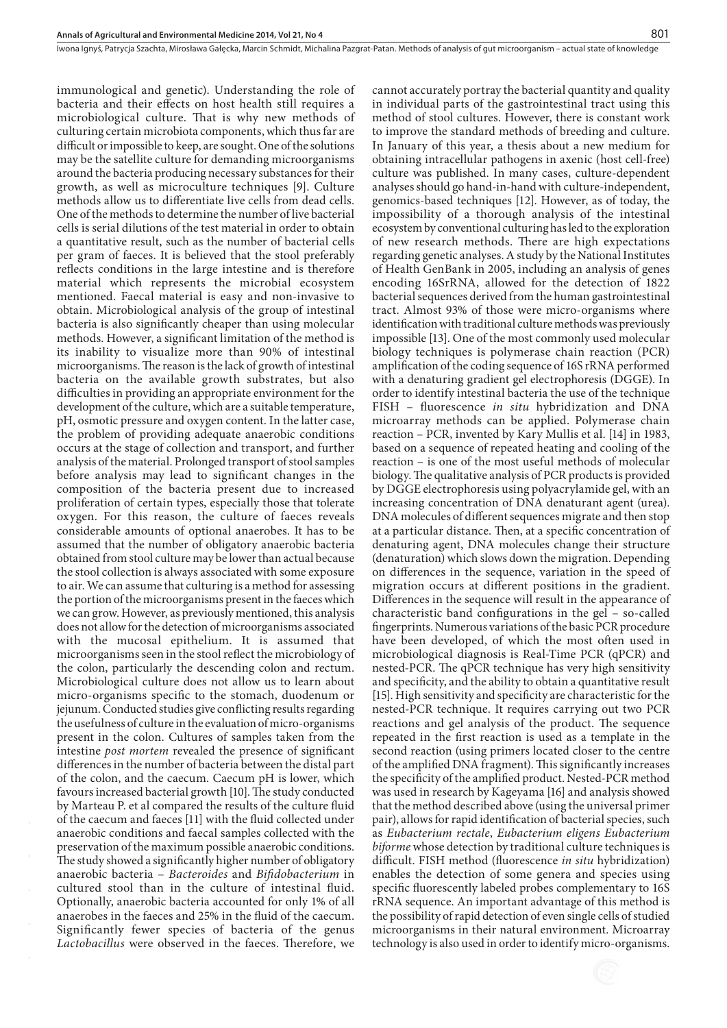immunological and genetic). Understanding the role of bacteria and their effects on host health still requires a microbiological culture. That is why new methods of culturing certain microbiota components, which thus far are difficult or impossible to keep, are sought. One of the solutions may be the satellite culture for demanding microorganisms around the bacteria producing necessary substances for their growth, as well as microculture techniques [9]. Culture methods allow us to differentiate live cells from dead cells. One of the methods to determine the number of live bacterial cells is serial dilutions of the test material in order to obtain a quantitative result, such as the number of bacterial cells per gram of faeces. It is believed that the stool preferably reflects conditions in the large intestine and is therefore material which represents the microbial ecosystem mentioned. Faecal material is easy and non-invasive to obtain. Microbiological analysis of the group of intestinal bacteria is also significantly cheaper than using molecular methods. However, a significant limitation of the method is its inability to visualize more than 90% of intestinal microorganisms. The reason is the lack of growth of intestinal bacteria on the available growth substrates, but also difficulties in providing an appropriate environment for the development of the culture, which are a suitable temperature, pH, osmotic pressure and oxygen content. In the latter case, the problem of providing adequate anaerobic conditions occurs at the stage of collection and transport, and further analysis of the material. Prolonged transport of stool samples before analysis may lead to significant changes in the composition of the bacteria present due to increased proliferation of certain types, especially those that tolerate oxygen. For this reason, the culture of faeces reveals considerable amounts of optional anaerobes. It has to be assumed that the number of obligatory anaerobic bacteria obtained from stool culture may be lower than actual because the stool collection is always associated with some exposure to air. We can assume that culturing is a method for assessing the portion of the microorganisms present in the faeces which we can grow. However, as previously mentioned, this analysis does not allow for the detection of microorganisms associated with the mucosal epithelium. It is assumed that microorganisms seen in the stool reflect the microbiology of the colon, particularly the descending colon and rectum. Microbiological culture does not allow us to learn about micro-organisms specific to the stomach, duodenum or jejunum. Conducted studies give conflicting results regarding the usefulness of culture in the evaluation of micro-organisms present in the colon. Cultures of samples taken from the intestine *post mortem* revealed the presence of significant differences in the number of bacteria between the distal part of the colon, and the caecum. Caecum pH is lower, which favours increased bacterial growth [10]. The study conducted by Marteau P. et al compared the results of the culture fluid of the caecum and faeces [11] with the fluid collected under anaerobic conditions and faecal samples collected with the preservation of the maximum possible anaerobic conditions. The study showed a significantly higher number of obligatory anaerobic bacteria – *Bacteroides* and *Bifidobacterium* in cultured stool than in the culture of intestinal fluid. Optionally, anaerobic bacteria accounted for only 1% of all anaerobes in the faeces and 25% in the fluid of the caecum. Significantly fewer species of bacteria of the genus *Lactobacillus* were observed in the faeces. Therefore, we cannot accurately portray the bacterial quantity and quality in individual parts of the gastrointestinal tract using this method of stool cultures. However, there is constant work to improve the standard methods of breeding and culture. In January of this year, a thesis about a new medium for obtaining intracellular pathogens in axenic (host cell-free) culture was published. In many cases, culture-dependent analyses should go hand-in-hand with culture-independent, genomics-based techniques [12]. However, as of today, the impossibility of a thorough analysis of the intestinal ecosystem by conventional culturing has led to the exploration of new research methods. There are high expectations regarding genetic analyses. A study by the National Institutes of Health GenBank in 2005, including an analysis of genes encoding 16SrRNA, allowed for the detection of 1822 bacterial sequences derived from the human gastrointestinal tract. Almost 93% of those were micro-organisms where identification with traditional culture methods was previously impossible [13]. One of the most commonly used molecular biology techniques is polymerase chain reaction (PCR) amplification of the coding sequence of 16S rRNA performed with a denaturing gradient gel electrophoresis (DGGE). In order to identify intestinal bacteria the use of the technique FISH – fluorescence *in situ* hybridization and DNA microarray methods can be applied. Polymerase chain reaction – PCR, invented by Kary Mullis et al. [14] in 1983, based on a sequence of repeated heating and cooling of the reaction – is one of the most useful methods of molecular biology. The qualitative analysis of PCR products is provided by DGGE electrophoresis using polyacrylamide gel, with an increasing concentration of DNA denaturant agent (urea). DNA molecules of different sequences migrate and then stop at a particular distance. Then, at a specific concentration of denaturing agent, DNA molecules change their structure (denaturation) which slows down the migration. Depending on differences in the sequence, variation in the speed of migration occurs at different positions in the gradient. Differences in the sequence will result in the appearance of characteristic band configurations in the gel – so-called fingerprints. Numerous variations of the basic PCR procedure have been developed, of which the most often used in microbiological diagnosis is Real-Time PCR (qPCR) and nested-PCR. The qPCR technique has very high sensitivity and specificity, and the ability to obtain a quantitative result [15]. High sensitivity and specificity are characteristic for the nested-PCR technique. It requires carrying out two PCR reactions and gel analysis of the product. The sequence repeated in the first reaction is used as a template in the second reaction (using primers located closer to the centre of the amplified DNA fragment). This significantly increases the specificity of the amplified product. Nested-PCR method was used in research by Kageyama [16] and analysis showed that the method described above (using the universal primer pair), allows for rapid identification of bacterial species, such as *Eubacterium rectale*, *Eubacterium eligens Eubacterium biforme* whose detection by traditional culture techniques is difficult. FISH method (fluorescence *in situ* hybridization) enables the detection of some genera and species using specific fluorescently labeled probes complementary to 16S rRNA sequence. An important advantage of this method is the possibility of rapid detection of even single cells of studied microorganisms in their natural environment. Microarray technology is also used in order to identify micro-organisms.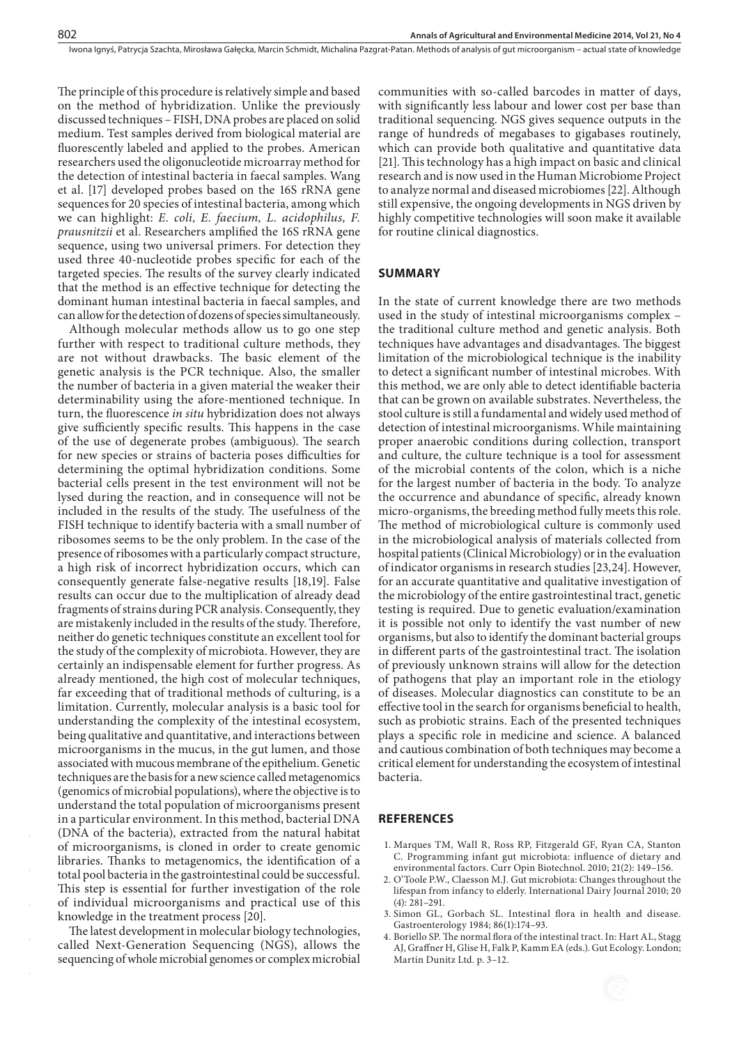The principle of this procedure is relatively simple and based on the method of hybridization. Unlike the previously discussed techniques – FISH, DNA probes are placed on solid medium. Test samples derived from biological material are fluorescently labeled and applied to the probes. American researchers used the oligonucleotide microarray method for the detection of intestinal bacteria in faecal samples. Wang et al. [17] developed probes based on the 16S rRNA gene sequences for 20 species of intestinal bacteria, among which we can highlight: *E. coli, E. faecium, L. acidophilus, F. prausnitzii* et al. Researchers amplified the 16S rRNA gene sequence, using two universal primers. For detection they used three 40-nucleotide probes specific for each of the targeted species. The results of the survey clearly indicated that the method is an effective technique for detecting the dominant human intestinal bacteria in faecal samples, and can allow for the detection of dozens of species simultaneously.

Although molecular methods allow us to go one step further with respect to traditional culture methods, they are not without drawbacks. The basic element of the genetic analysis is the PCR technique. Also, the smaller the number of bacteria in a given material the weaker their determinability using the afore-mentioned technique. In turn, the fluorescence *in situ* hybridization does not always give sufficiently specific results. This happens in the case of the use of degenerate probes (ambiguous). The search for new species or strains of bacteria poses difficulties for determining the optimal hybridization conditions. Some bacterial cells present in the test environment will not be lysed during the reaction, and in consequence will not be included in the results of the study. The usefulness of the FISH technique to identify bacteria with a small number of ribosomes seems to be the only problem. In the case of the presence of ribosomes with a particularly compact structure, a high risk of incorrect hybridization occurs, which can consequently generate false-negative results [18,19]. False results can occur due to the multiplication of already dead fragments of strains during PCR analysis. Consequently, they are mistakenly included in the results of the study. Therefore, neither do genetic techniques constitute an excellent tool for the study of the complexity of microbiota. However, they are certainly an indispensable element for further progress. As already mentioned, the high cost of molecular techniques, far exceeding that of traditional methods of culturing, is a limitation. Currently, molecular analysis is a basic tool for understanding the complexity of the intestinal ecosystem, being qualitative and quantitative, and interactions between microorganisms in the mucus, in the gut lumen, and those associated with mucous membrane of the epithelium. Genetic techniques are the basis for a new science called metagenomics (genomics of microbial populations), where the objective is to understand the total population of microorganisms present in a particular environment. In this method, bacterial DNA (DNA of the bacteria), extracted from the natural habitat of microorganisms, is cloned in order to create genomic libraries. Thanks to metagenomics, the identification of a total pool bacteria in the gastrointestinal could be successful. This step is essential for further investigation of the role of individual microorganisms and practical use of this knowledge in the treatment process [20].

The latest development in molecular biology technologies, called Next-Generation Sequencing (NGS), allows the sequencing of whole microbial genomes or complex microbial communities with so-called barcodes in matter of days, with significantly less labour and lower cost per base than traditional sequencing. NGS gives sequence outputs in the range of hundreds of megabases to gigabases routinely, which can provide both qualitative and quantitative data [21]. This technology has a high impact on basic and clinical research and is now used in the Human Microbiome Project to analyze normal and diseased microbiomes [22]. Although still expensive, the ongoing developments in NGS driven by highly competitive technologies will soon make it available for routine clinical diagnostics.

## SUMMARY

In the state of current knowledge there are two methods used in the study of intestinal microorganisms complex – the traditional culture method and genetic analysis. Both techniques have advantages and disadvantages. The biggest limitation of the microbiological technique is the inability to detect a significant number of intestinal microbes. With this method, we are only able to detect identifiable bacteria that can be grown on available substrates. Nevertheless, the stool culture is still a fundamental and widely used method of detection of intestinal microorganisms. While maintaining proper anaerobic conditions during collection, transport and culture, the culture technique is a tool for assessment of the microbial contents of the colon, which is a niche for the largest number of bacteria in the body. To analyze the occurrence and abundance of specific, already known micro-organisms, the breeding method fully meets this role. The method of microbiological culture is commonly used in the microbiological analysis of materials collected from hospital patients (Clinical Microbiology) or in the evaluation of indicator organisms in research studies [23,24]. However, for an accurate quantitative and qualitative investigation of the microbiology of the entire gastrointestinal tract, genetic testing is required. Due to genetic evaluation/examination it is possible not only to identify the vast number of new organisms, but also to identify the dominant bacterial groups in different parts of the gastrointestinal tract. The isolation of previously unknown strains will allow for the detection of pathogens that play an important role in the etiology of diseases. Molecular diagnostics can constitute to be an effective tool in the search for organisms beneficial to health, such as probiotic strains. Each of the presented techniques plays a specific role in medicine and science. A balanced and cautious combination of both techniques may become a critical element for understanding the ecosystem of intestinal bacteria.

## REFERENCES

1. Marques TM, Wall R, Ross RP, Fitzgerald GF, Ryan CA, Stanton C. Programming infant gut microbiota: influence of dietary and environmental factors. Curr Opin Biotechnol. 2010; 21(2): 149–156.
2. O'Toole P.W., Claesson M.J. Gut microbiota: Changes throughout the lifespan from infancy to elderly. International Dairy Journal 2010; 20 (4): 281–291.
3. Simon GL, Gorbach SL. Intestinal flora in health and disease. Gastroenterology 1984; 86(1):174–93.
4. Boriello SP. The normal flora of the intestinal tract. In: Hart AL, Stagg AJ, Graffner H, Glise H, Falk P, Kamm EA (eds.). Gut Ecology. London; Martin Dunitz Ltd. p. 3–12.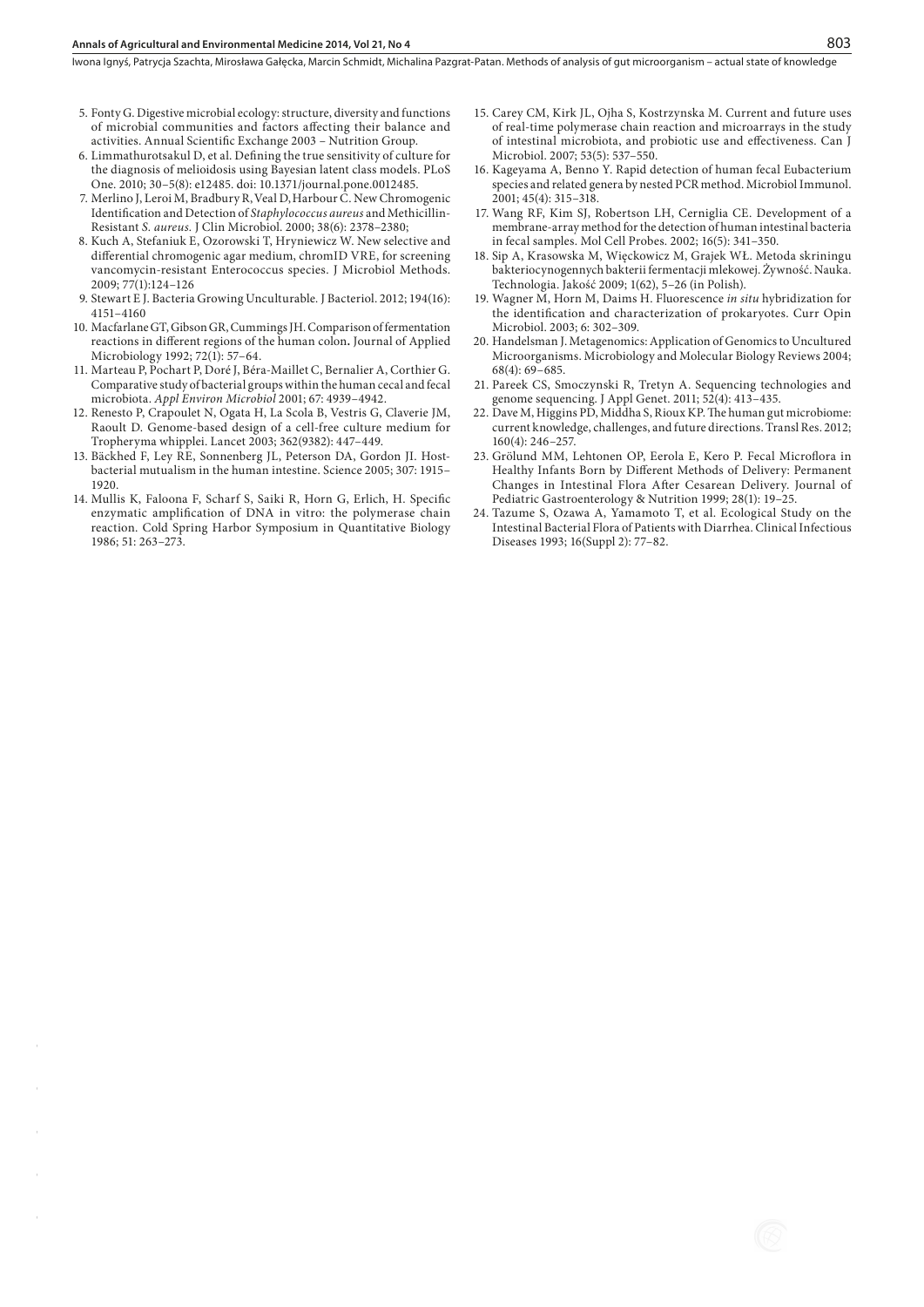5. Fonty G. Digestive microbial ecology: structure, diversity and functions of microbial communities and factors affecting their balance and activities. Annual Scientific Exchange 2003 – Nutrition Group.
6. Limmathurotsakul D, et al. Defining the true sensitivity of culture for the diagnosis of melioidosis using Bayesian latent class models. PLoS One. 2010; 30–5(8): e12485. doi: 10.1371/journal.pone.0012485.
7. Merlino J, Leroi M, Bradbury R, Veal D, Harbour C. New Chromogenic Identification and Detection of *Staphylococcus aureus* and Methicillin-Resistant *S. aureus*. J Clin Microbiol. 2000; 38(6): 2378–2380;
8. Kuch A, Stefaniuk E, Ozorowski T, Hryniewicz W. New selective and differential chromogenic agar medium, chromID VRE, for screening vancomycin-resistant Enterococcus species. J Microbiol Methods. 2009; 77(1):124–126
9. Stewart E J. Bacteria Growing Unculturable. J Bacteriol. 2012; 194(16): 4151–4160
10. Macfarlane GT, Gibson GR, Cummings JH. Comparison of fermentation reactions in different regions of the human colon**.** Journal of Applied Microbiology 1992; 72(1): 57–64.
11. Marteau P, Pochart P, Doré J, Béra-Maillet C, Bernalier A, Corthier G. Comparative study of bacterial groups within the human cecal and fecal microbiota. *Appl Environ Microbiol* 2001; 67: 4939–4942.
12. Renesto P, Crapoulet N, Ogata H, La Scola B, Vestris G, Claverie JM, Raoult D. Genome-based design of a cell-free culture medium for Tropheryma whipplei. Lancet 2003; 362(9382): 447–449.
13. Bäckhed F, Ley RE, Sonnenberg JL, Peterson DA, Gordon JI. Host-bacterial mutualism in the human intestine. Science 2005; 307: 1915–1920.
14. Mullis K, Faloona F, Scharf S, Saiki R, Horn G, Erlich, H. Specific enzymatic amplification of DNA in vitro: the polymerase chain reaction. Cold Spring Harbor Symposium in Quantitative Biology 1986; 51: 263–273.
15. Carey CM, Kirk JL, Ojha S, Kostrzynska M. Current and future uses of real-time polymerase chain reaction and microarrays in the study of intestinal microbiota, and probiotic use and effectiveness. Can J Microbiol. 2007; 53(5): 537–550.
16. Kageyama A, Benno Y. Rapid detection of human fecal Eubacterium species and related genera by nested PCR method. Microbiol Immunol. 2001; 45(4): 315–318.
17. Wang RF, Kim SJ, Robertson LH, Cerniglia CE. Development of a membrane-array method for the detection of human intestinal bacteria in fecal samples. Mol Cell Probes. 2002; 16(5): 341–350.
18. Sip A, Krasowska M, Więckowicz M, Grajek WŁ. Metoda skriningu bakteriocynogennych bakterii fermentacji mlekowej. Żywność. Nauka. Technologia. Jakość 2009; 1(62), 5–26 (in Polish).
19. Wagner M, Horn M, Daims H. Fluorescence *in situ* hybridization for the identification and characterization of prokaryotes. Curr Opin Microbiol. 2003; 6: 302–309.
20. Handelsman J. Metagenomics: Application of Genomics to Uncultured Microorganisms. Microbiology and Molecular Biology Reviews 2004; 68(4): 69–685.
21. Pareek CS, Smoczynski R, Tretyn A. Sequencing technologies and genome sequencing. J Appl Genet. 2011; 52(4): 413–435.
22. Dave M, Higgins PD, Middha S, Rioux KP. The human gut microbiome: current knowledge, challenges, and future directions. Transl Res. 2012; 160(4): 246–257.
23. Grölund MM, Lehtonen OP, Eerola E, Kero P. Fecal Microflora in Healthy Infants Born by Different Methods of Delivery: Permanent Changes in Intestinal Flora After Cesarean Delivery. Journal of Pediatric Gastroenterology & Nutrition 1999; 28(1): 19–25.
24. Tazume S, Ozawa A, Yamamoto T, et al. Ecological Study on the Intestinal Bacterial Flora of Patients with Diarrhea. Clinical Infectious Diseases 1993; 16(Suppl 2): 77–82.